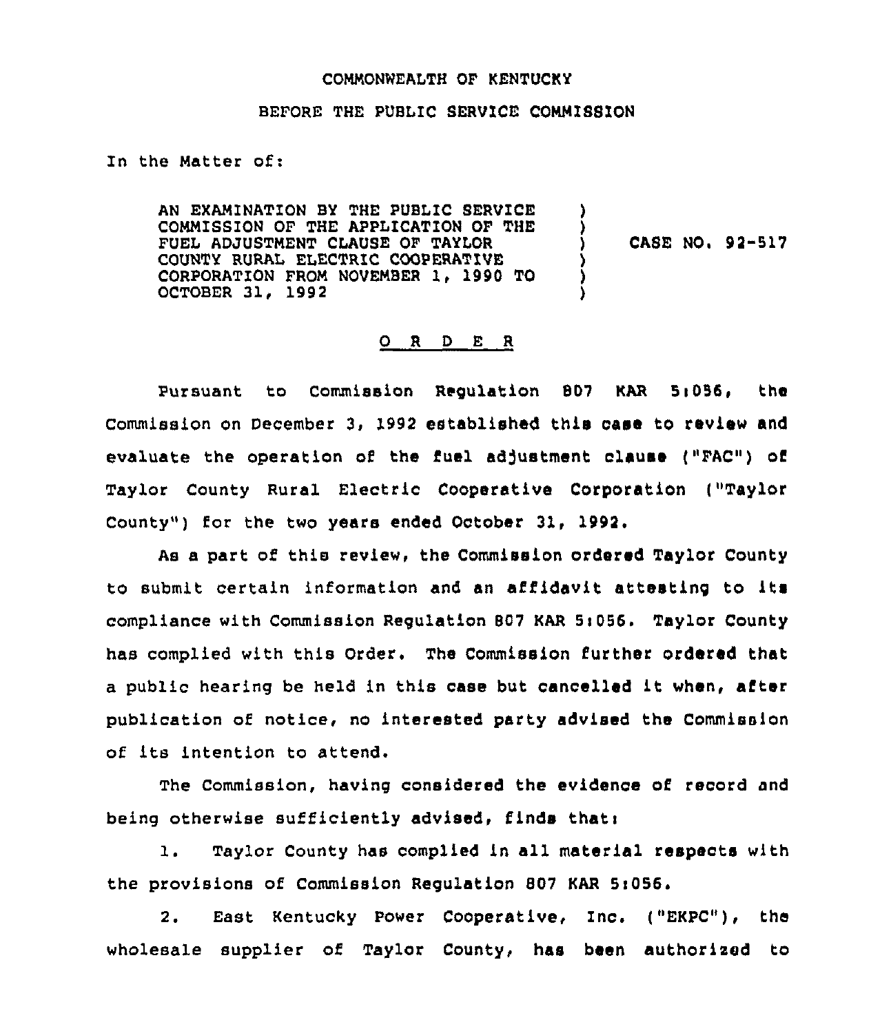COMMONWEALTH OF KENTUCKY

BEFORE THE PUBLIC SERVICE COMMISSION

In the Matter of:

AN EXAMINATION BY THE PUBLIC SERVICE COMMISSION OF THE APPLICATION OF THE FUEL ADJUSTMENT CLAUSE OF TAYLOR COUNTY RURAL ELECTRIC COOPERATIVE CORPORATION FROM NOVEMBER 1, 1990 TO OCTOBER 31, 1992 ) CASE NO. 92-517

O R D E R

Pursuant to Commission Regulation 807 KAR 5:056, the Commission on December 3, 1992 established this case to review and evaluate the operation of the fuel adjustment clause ("FAC") of Taylor County Rural Electric Cooperative Corporation ("Taylor County") for the two years ended October 31, 1992.

As a part of this review, the Commission ordered Taylor County to submit certain information and an affidavit attesting to its compliance with Commission Regulation 807 KAR 5:056. Taylor County has complied with this Order. The Commission further ordered that a public hearing be held in this case but cancelled it when, after publication of notice, no interested party advised the Commission of its intention to attend.

The Commission, having considered the evidence of record and being otherwise sufficiently advised, finds that:

1. Taylor County has complied in all material respects with the provisions of Commission Regulation 807 KAR 5:056.

2. East Kentucky Power Cooperative, Inc. ("EKPC"), the wholesale supplier of Taylor County, has been authorized to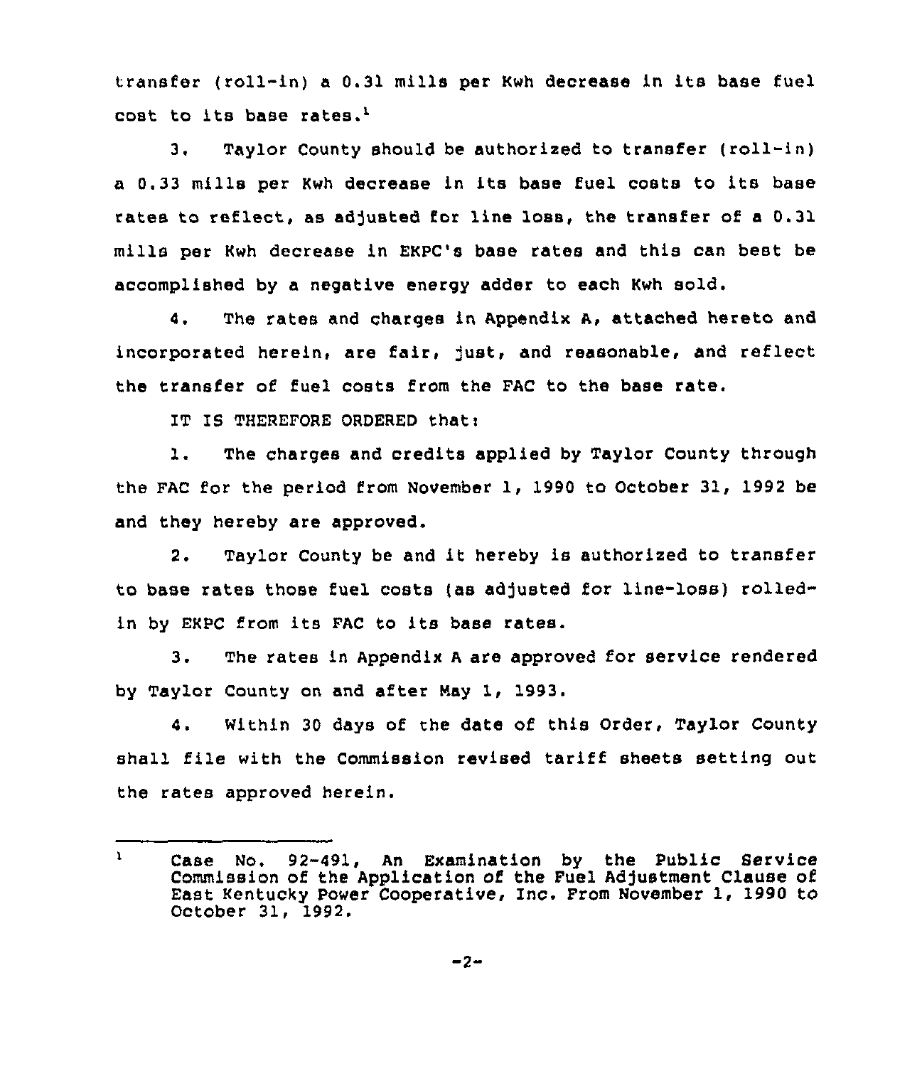transfer (roll-in) a 0.31 mills per Kwh decrease in its base fuel cost to its base rates.[1]

3. Taylor County should be authorized to transfer (roll-in) a 0.33 mills per Kwh decrease in its base fuel costs to its base rates to reflect, as adjusted for line loss, the transfer of a 0.31 mills per Kwh decrease in EKPC's base rates and this can best be accomplished by a negative energy adder to each Kwh sold.

4. The rates and charges in Appendix A, attached hereto and incorporated herein, are fair, just, and reasonable, and reflect the transfer of fuel costs from the FAC to the base rate.

IT IS THEREFORE ORDERED that:

1. The charges and credits applied by Taylor County through the FAC for the period from November 1, 1990 to October 31, 1992 be and they hereby are approved.

2. Taylor County be and it hereby is authorized to transfer to base rates those fuel costs (as adjusted for line-loss) rolled-in by EKPC from its FAC to its base rates.

3. The rates in Appendix A are approved for service rendered by Taylor County on and after May 1, 1993.

4. Within 30 days of the date of this Order, Taylor County shall file with the Commission revised tariff sheets setting out the rates approved herein.

---

[1] Case No. 92-491, An Examination by the Public Service Commission of the Application of the Fuel Adjustment Clause of East Kentucky Power Cooperative, Inc. From November 1, 1990 to October 31, 1992.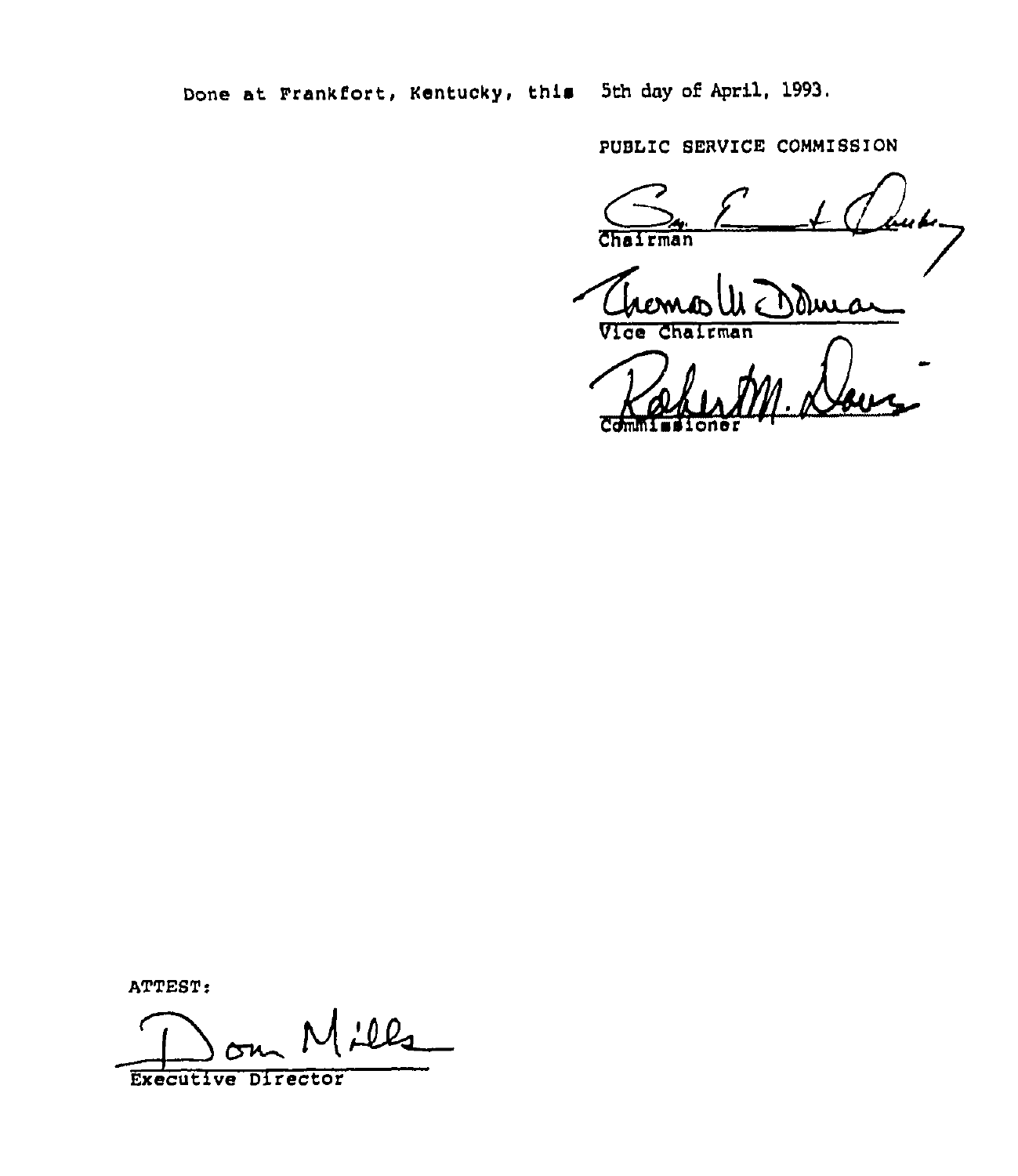Done at Frankfort, Kentucky, this 5th day of April, 1993.

PUBLIC SERVICE COMMISSION

Chairman

Vice Chairman

Commissioner

ATTEST:

Executive Director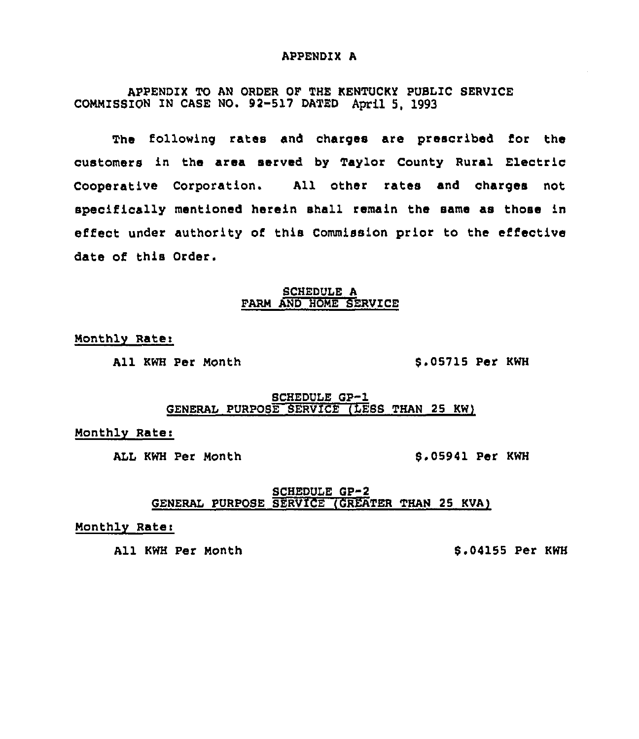# APPENDIX A

APPENDIX TO AN ORDER OF THE KENTUCKY PUBLIC SERVICE COMMISSION IN CASE NO. 92-517 DATED April 5, 1993

The following rates and charges are prescribed for the customers in the area served by Taylor County Rural Electric Cooperative Corporation. All other rates and charges not specifically mentioned herein shall remain the same as those in effect under authority of this Commission prior to the effective date of this Order.

## SCHEDULE A
## FARM AND HOME SERVICE

Monthly Rate:

All KWH Per Month $.05715 Per KWH

## SCHEDULE GP-1
## GENERAL PURPOSE SERVICE (LESS THAN 25 KW)

Monthly Rate:

ALL KWH Per Month $.05941 Per KWH

## SCHEDULE GP-2
## GENERAL PURPOSE SERVICE (GREATER THAN 25 KVA)

Monthly Rate:

All KWH Per Month $.04155 Per KWH